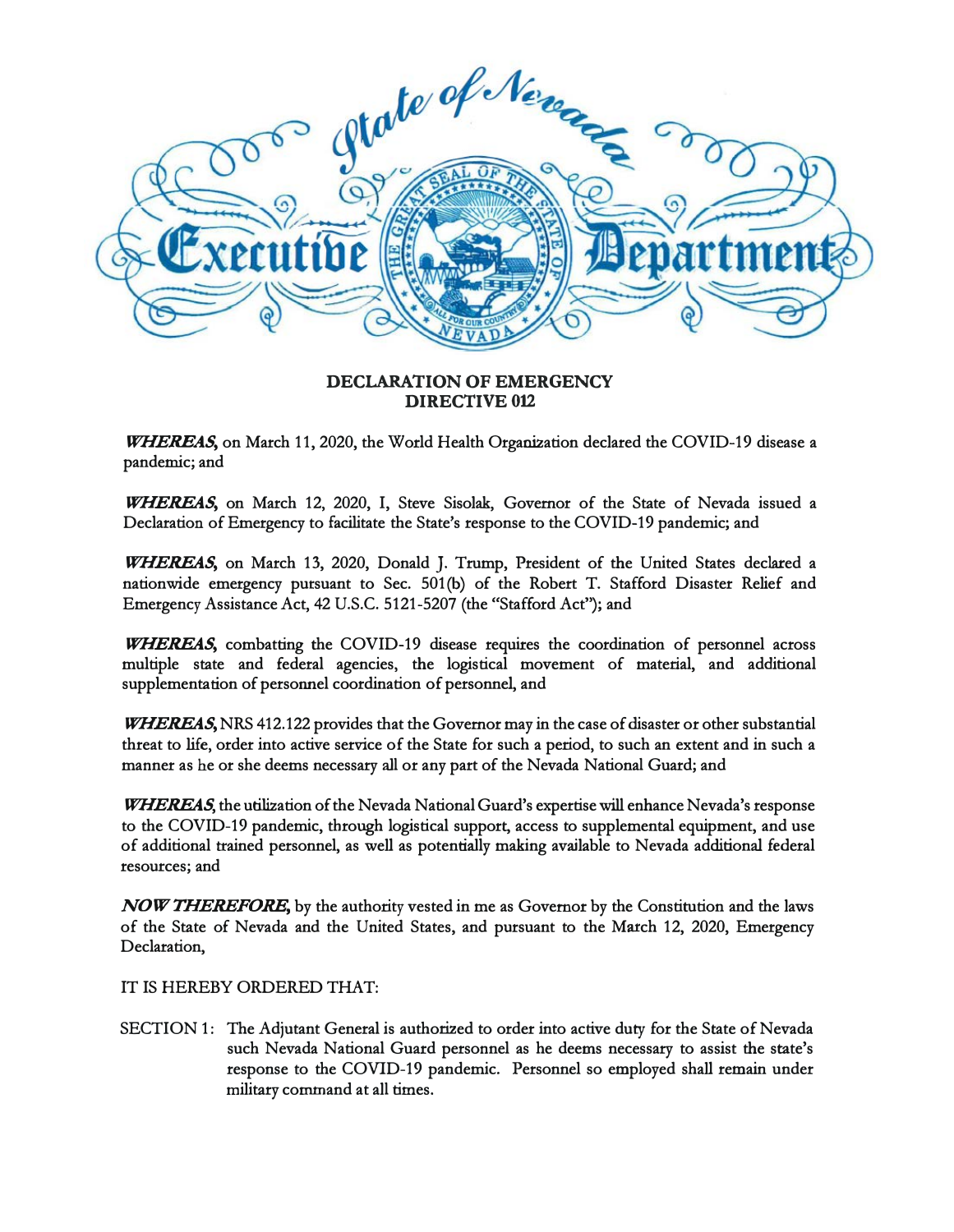State of Nevada

Executive Department

## DECLARATION OF EMERGENCY
## DIRECTIVE 012

***WHEREAS***, on March 11, 2020, the World Health Organization declared the COVID-19 disease a pandemic; and

***WHEREAS***, on March 12, 2020, I, Steve Sisolak, Governor of the State of Nevada issued a Declaration of Emergency to facilitate the State's response to the COVID-19 pandemic; and

***WHEREAS***, on March 13, 2020, Donald J. Trump, President of the United States declared a nationwide emergency pursuant to Sec. 501(b) of the Robert T. Stafford Disaster Relief and Emergency Assistance Act, 42 U.S.C. 5121-5207 (the "Stafford Act"); and

***WHEREAS***, combatting the COVID-19 disease requires the coordination of personnel across multiple state and federal agencies, the logistical movement of material, and additional supplementation of personnel coordination of personnel, and

***WHEREAS***, NRS 412.122 provides that the Governor may in the case of disaster or other substantial threat to life, order into active service of the State for such a period, to such an extent and in such a manner as he or she deems necessary all or any part of the Nevada National Guard; and

***WHEREAS***, the utilization of the Nevada National Guard's expertise will enhance Nevada's response to the COVID-19 pandemic, through logistical support, access to supplemental equipment, and use of additional trained personnel, as well as potentially making available to Nevada additional federal resources; and

***NOW THEREFORE***, by the authority vested in me as Governor by the Constitution and the laws of the State of Nevada and the United States, and pursuant to the March 12, 2020, Emergency Declaration,

IT IS HEREBY ORDERED THAT:

SECTION 1: The Adjutant General is authorized to order into active duty for the State of Nevada such Nevada National Guard personnel as he deems necessary to assist the state's response to the COVID-19 pandemic. Personnel so employed shall remain under military command at all times.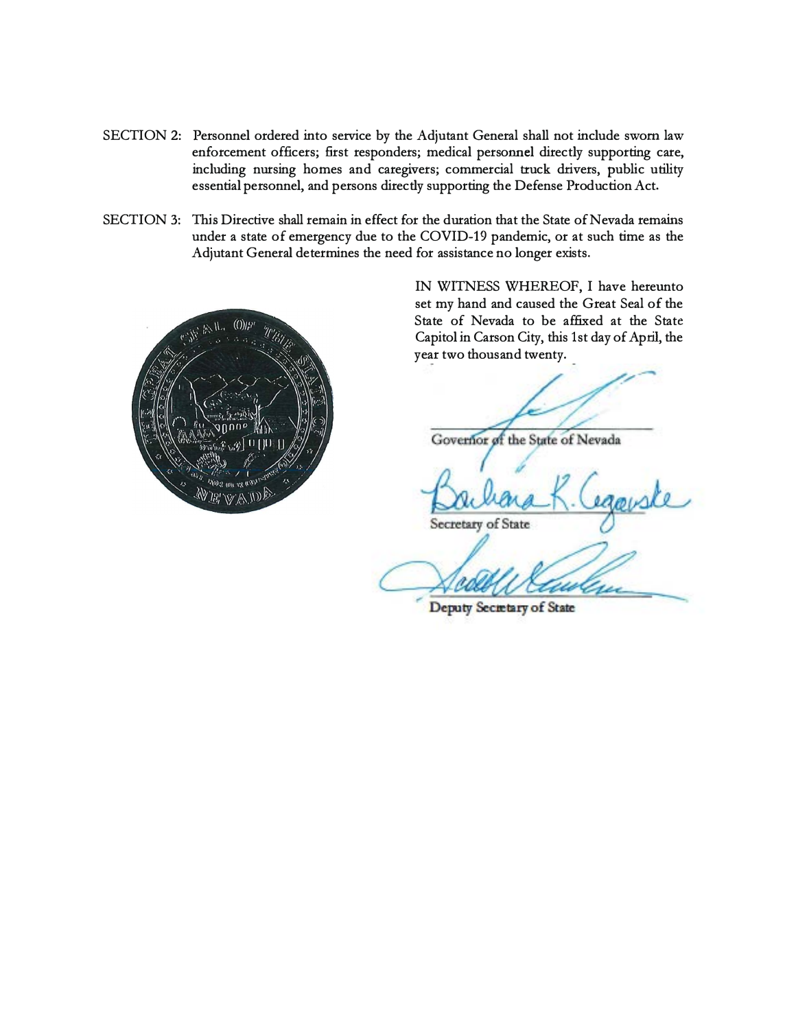SECTION 2: Personnel ordered into service by the Adjutant General shall not include sworn law enforcement officers; first responders; medical personnel directly supporting care, including nursing homes and caregivers; commercial truck drivers, public utility essential personnel, and persons directly supporting the Defense Production Act.

SECTION 3: This Directive shall remain in effect for the duration that the State of Nevada remains under a state of emergency due to the COVID-19 pandemic, or at such time as the Adjutant General determines the need for assistance no longer exists.

IN WITNESS WHEREOF, I have hereunto set my hand and caused the Great Seal of the State of Nevada to be affixed at the State Capitol in Carson City, this 1st day of April, the year two thousand twenty.

Governor of the State of Nevada

Barbara K. Cegavske

Secretary of State

Deputy Secretary of State